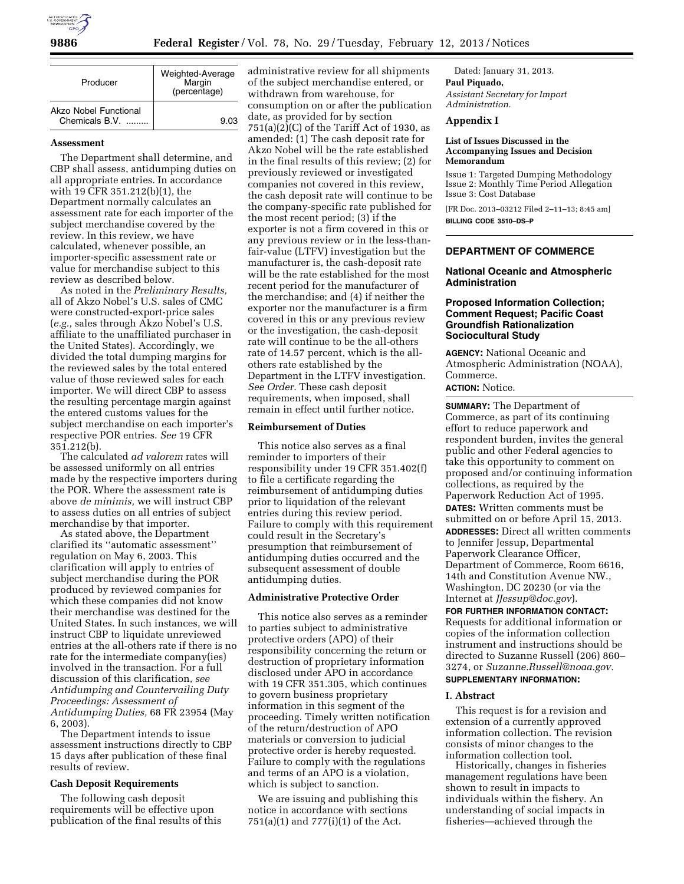| Producer | Weighted-Average Margin (percentage) |
| --- | --- |
| Akzo Nobel Functional Chemicals B.V. ......... | 9.03 |

### Assessment

The Department shall determine, and CBP shall assess, antidumping duties on all appropriate entries. In accordance with 19 CFR 351.212(b)(1), the Department normally calculates an assessment rate for each importer of the subject merchandise covered by the review. In this review, we have calculated, whenever possible, an importer-specific assessment rate or value for merchandise subject to this review as described below.

As noted in the *Preliminary Results,* all of Akzo Nobel's U.S. sales of CMC were constructed-export-price sales (*e.g.,* sales through Akzo Nobel's U.S. affiliate to the unaffiliated purchaser in the United States). Accordingly, we divided the total dumping margins for the reviewed sales by the total entered value of those reviewed sales for each importer. We will direct CBP to assess the resulting percentage margin against the entered customs values for the subject merchandise on each importer's respective POR entries. *See* 19 CFR 351.212(b).

The calculated *ad valorem* rates will be assessed uniformly on all entries made by the respective importers during the POR. Where the assessment rate is above *de minimis,* we will instruct CBP to assess duties on all entries of subject merchandise by that importer.

As stated above, the Department clarified its ''automatic assessment'' regulation on May 6, 2003. This clarification will apply to entries of subject merchandise during the POR produced by reviewed companies for which these companies did not know their merchandise was destined for the United States. In such instances, we will instruct CBP to liquidate unreviewed entries at the all-others rate if there is no rate for the intermediate company(ies) involved in the transaction. For a full discussion of this clarification, *see Antidumping and Countervailing Duty Proceedings: Assessment of Antidumping Duties,* 68 FR 23954 (May 6, 2003).

The Department intends to issue assessment instructions directly to CBP 15 days after publication of these final results of review.

### Cash Deposit Requirements

The following cash deposit requirements will be effective upon publication of the final results of this administrative review for all shipments of the subject merchandise entered, or withdrawn from warehouse, for consumption on or after the publication date, as provided for by section 751(a)(2)(C) of the Tariff Act of 1930, as amended: (1) The cash deposit rate for Akzo Nobel will be the rate established in the final results of this review; (2) for previously reviewed or investigated companies not covered in this review, the cash deposit rate will continue to be the company-specific rate published for the most recent period; (3) if the exporter is not a firm covered in this or any previous review or in the less-than-fair-value (LTFV) investigation but the manufacturer is, the cash-deposit rate will be the rate established for the most recent period for the manufacturer of the merchandise; and (4) if neither the exporter nor the manufacturer is a firm covered in this or any previous review or the investigation, the cash-deposit rate will continue to be the all-others rate of 14.57 percent, which is the all-others rate established by the Department in the LTFV investigation. *See Order.* These cash deposit requirements, when imposed, shall remain in effect until further notice.

### Reimbursement of Duties

This notice also serves as a final reminder to importers of their responsibility under 19 CFR 351.402(f) to file a certificate regarding the reimbursement of antidumping duties prior to liquidation of the relevant entries during this review period. Failure to comply with this requirement could result in the Secretary's presumption that reimbursement of antidumping duties occurred and the subsequent assessment of double antidumping duties.

### Administrative Protective Order

This notice also serves as a reminder to parties subject to administrative protective orders (APO) of their responsibility concerning the return or destruction of proprietary information disclosed under APO in accordance with 19 CFR 351.305, which continues to govern business proprietary information in this segment of the proceeding. Timely written notification of the return/destruction of APO materials or conversion to judicial protective order is hereby requested. Failure to comply with the regulations and terms of an APO is a violation, which is subject to sanction.

We are issuing and publishing this notice in accordance with sections 751(a)(1) and 777(i)(1) of the Act.

Dated: January 31, 2013.

**Paul Piquado,**

*Assistant Secretary for Import Administration.*

### Appendix I

#### List of Issues Discussed in the Accompanying Issues and Decision Memorandum

Issue 1: Targeted Dumping Methodology
Issue 2: Monthly Time Period Allegation
Issue 3: Cost Database

[FR Doc. 2013–03212 Filed 2–11–13; 8:45 am]

**BILLING CODE 3510–DS–P**

---

## DEPARTMENT OF COMMERCE

### National Oceanic and Atmospheric Administration

### Proposed Information Collection; Comment Request; Pacific Coast Groundfish Rationalization Sociocultural Study

**AGENCY:** National Oceanic and Atmospheric Administration (NOAA), Commerce.

**ACTION:** Notice.

**SUMMARY:** The Department of Commerce, as part of its continuing effort to reduce paperwork and respondent burden, invites the general public and other Federal agencies to take this opportunity to comment on proposed and/or continuing information collections, as required by the Paperwork Reduction Act of 1995.

**DATES:** Written comments must be submitted on or before April 15, 2013.

**ADDRESSES:** Direct all written comments to Jennifer Jessup, Departmental Paperwork Clearance Officer, Department of Commerce, Room 6616, 14th and Constitution Avenue NW., Washington, DC 20230 (or via the Internet at *JJessup@doc.gov*).

**FOR FURTHER INFORMATION CONTACT:** Requests for additional information or copies of the information collection instrument and instructions should be directed to Suzanne Russell (206) 860–3274, or *Suzanne.Russell@noaa.gov.*

**SUPPLEMENTARY INFORMATION:**

#### I. Abstract

This request is for a revision and extension of a currently approved information collection. The revision consists of minor changes to the information collection tool.

Historically, changes in fisheries management regulations have been shown to result in impacts to individuals within the fishery. An understanding of social impacts in fisheries—achieved through the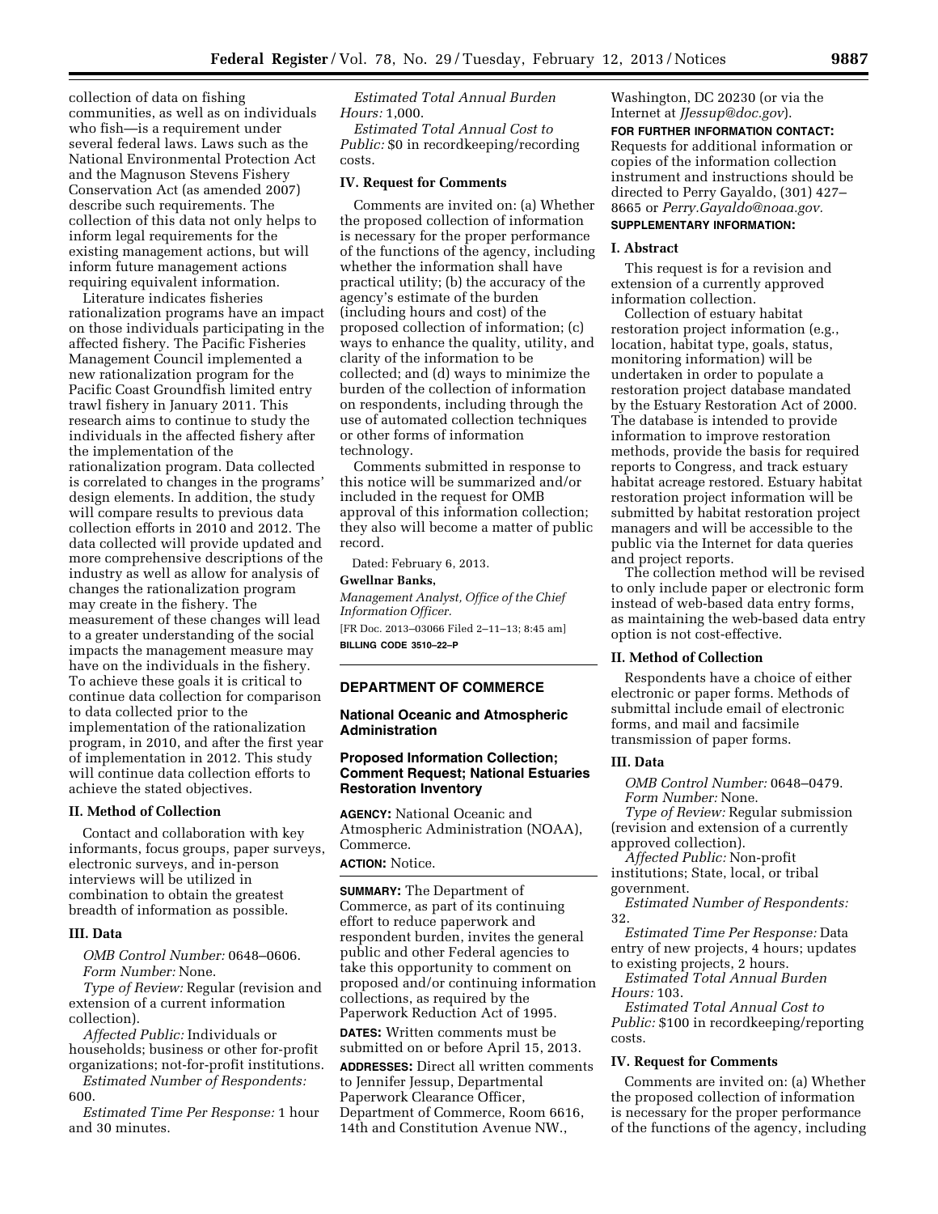collection of data on fishing communities, as well as on individuals who fish—is a requirement under several federal laws. Laws such as the National Environmental Protection Act and the Magnuson Stevens Fishery Conservation Act (as amended 2007) describe such requirements. The collection of this data not only helps to inform legal requirements for the existing management actions, but will inform future management actions requiring equivalent information.

Literature indicates fisheries rationalization programs have an impact on those individuals participating in the affected fishery. The Pacific Fisheries Management Council implemented a new rationalization program for the Pacific Coast Groundfish limited entry trawl fishery in January 2011. This research aims to continue to study the individuals in the affected fishery after the implementation of the rationalization program. Data collected is correlated to changes in the programs' design elements. In addition, the study will compare results to previous data collection efforts in 2010 and 2012. The data collected will provide updated and more comprehensive descriptions of the industry as well as allow for analysis of changes the rationalization program may create in the fishery. The measurement of these changes will lead to a greater understanding of the social impacts the management measure may have on the individuals in the fishery. To achieve these goals it is critical to continue data collection for comparison to data collected prior to the implementation of the rationalization program, in 2010, and after the first year of implementation in 2012. This study will continue data collection efforts to achieve the stated objectives.

### II. Method of Collection

Contact and collaboration with key informants, focus groups, paper surveys, electronic surveys, and in-person interviews will be utilized in combination to obtain the greatest breadth of information as possible.

### III. Data

*OMB Control Number:* 0648–0606.

*Form Number:* None.

*Type of Review:* Regular (revision and extension of a current information collection).

*Affected Public:* Individuals or households; business or other for-profit organizations; not-for-profit institutions.

*Estimated Number of Respondents:* 600.

*Estimated Time Per Response:* 1 hour and 30 minutes.

*Estimated Total Annual Burden Hours:* 1,000.

*Estimated Total Annual Cost to Public:* $0 in recordkeeping/recording costs.

### IV. Request for Comments

Comments are invited on: (a) Whether the proposed collection of information is necessary for the proper performance of the functions of the agency, including whether the information shall have practical utility; (b) the accuracy of the agency's estimate of the burden (including hours and cost) of the proposed collection of information; (c) ways to enhance the quality, utility, and clarity of the information to be collected; and (d) ways to minimize the burden of the collection of information on respondents, including through the use of automated collection techniques or other forms of information technology.

Comments submitted in response to this notice will be summarized and/or included in the request for OMB approval of this information collection; they also will become a matter of public record.

Dated: February 6, 2013.

**Gwellnar Banks,**

*Management Analyst, Office of the Chief Information Officer.*

[FR Doc. 2013–03066 Filed 2–11–13; 8:45 am]

**BILLING CODE 3510–22–P**

---

## DEPARTMENT OF COMMERCE

### National Oceanic and Atmospheric Administration

### Proposed Information Collection; Comment Request; National Estuaries Restoration Inventory

**AGENCY:** National Oceanic and Atmospheric Administration (NOAA), Commerce.

**ACTION:** Notice.

**SUMMARY:** The Department of Commerce, as part of its continuing effort to reduce paperwork and respondent burden, invites the general public and other Federal agencies to take this opportunity to comment on proposed and/or continuing information collections, as required by the Paperwork Reduction Act of 1995.

**DATES:** Written comments must be submitted on or before April 15, 2013.

**ADDRESSES:** Direct all written comments to Jennifer Jessup, Departmental Paperwork Clearance Officer, Department of Commerce, Room 6616, 14th and Constitution Avenue NW., Washington, DC 20230 (or via the Internet at *JJessup@doc.gov*).

**FOR FURTHER INFORMATION CONTACT:** Requests for additional information or copies of the information collection instrument and instructions should be directed to Perry Gayaldo, (301) 427–8665 or *Perry.Gayaldo@noaa.gov.*

**SUPPLEMENTARY INFORMATION:**

### I. Abstract

This request is for a revision and extension of a currently approved information collection.

Collection of estuary habitat restoration project information (e.g., location, habitat type, goals, status, monitoring information) will be undertaken in order to populate a restoration project database mandated by the Estuary Restoration Act of 2000. The database is intended to provide information to improve restoration methods, provide the basis for required reports to Congress, and track estuary habitat acreage restored. Estuary habitat restoration project information will be submitted by habitat restoration project managers and will be accessible to the public via the Internet for data queries and project reports.

The collection method will be revised to only include paper or electronic form instead of web-based data entry forms, as maintaining the web-based data entry option is not cost-effective.

### II. Method of Collection

Respondents have a choice of either electronic or paper forms. Methods of submittal include email of electronic forms, and mail and facsimile transmission of paper forms.

### III. Data

*OMB Control Number:* 0648–0479.

*Form Number:* None.

*Type of Review:* Regular submission (revision and extension of a currently approved collection).

*Affected Public:* Non-profit institutions; State, local, or tribal government.

*Estimated Number of Respondents:* 32.

*Estimated Time Per Response:* Data entry of new projects, 4 hours; updates to existing projects, 2 hours.

*Estimated Total Annual Burden Hours:* 103.

*Estimated Total Annual Cost to Public:* $100 in recordkeeping/reporting costs.

### IV. Request for Comments

Comments are invited on: (a) Whether the proposed collection of information is necessary for the proper performance of the functions of the agency, including